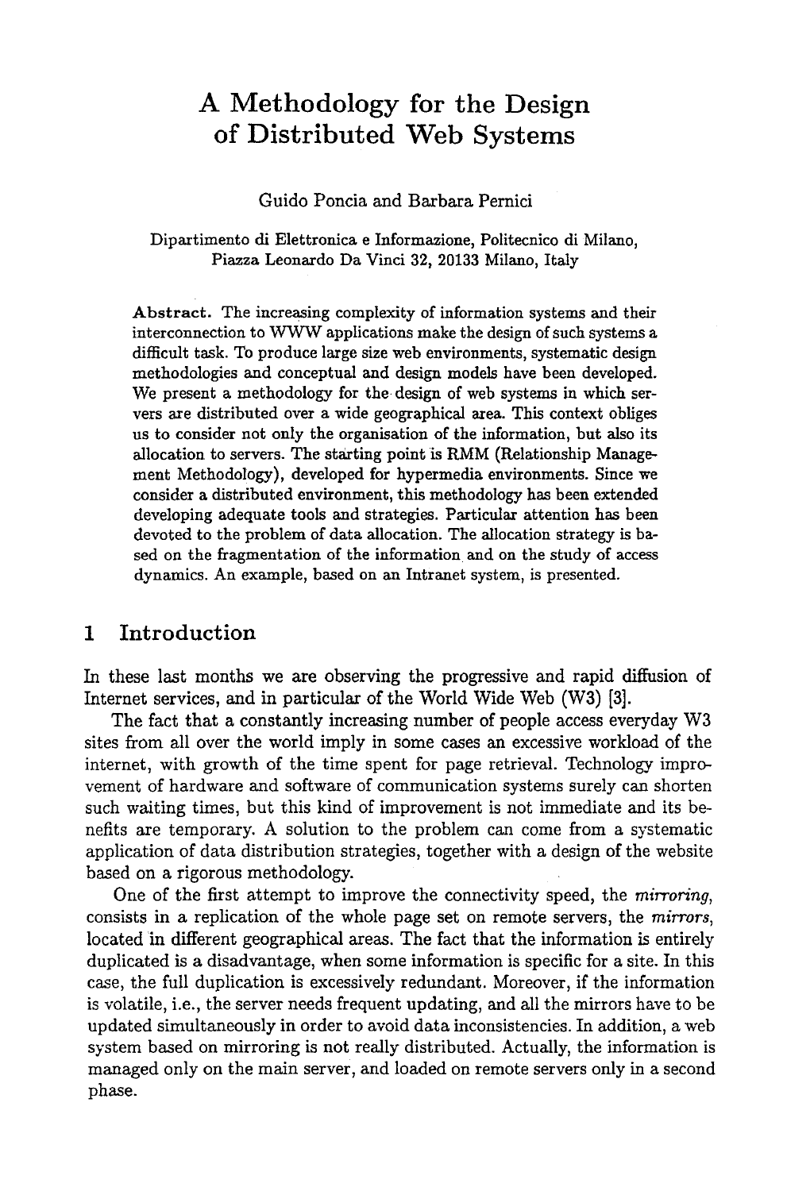# A Methodology for the Design of Distributed Web Systems

Guido Poncia and Barbara Pernici

Dipartimento di Elettronica e Informazione, Politecnico di Milano, Piazza Leonardo Da Vinci 32, 20133 Milano, Italy

**Abstract.** The increasing complexity of information systems and their interconnection to WWW applications make the design of such systems a difficult task. To produce large size web environments, systematic design methodologies and conceptual and design models have been developed. We present a methodology for the design of web systems in which servers are distributed over a wide geographical area. This context obliges us to consider not only the organisation of the information, but also its allocation to servers. The starting point is RMM (Relationship Management Methodology), developed for hypermedia environments. Since we consider a distributed environment, this methodology has been extended developing adequate tools and strategies. Particular attention has been devoted to the problem of data allocation. The allocation strategy is based on the fragmentation of the information and on the study of access dynamics. An example, based on an Intranet system, is presented.

## 1 Introduction

In these last months we are observing the progressive and rapid diffusion of Internet services, and in particular of the World Wide Web (W3) [3].

The fact that a constantly increasing number of people access everyday W3 sites from all over the world imply in some cases an excessive workload of the internet, with growth of the time spent for page retrieval. Technology improvement of hardware and software of communication systems surely can shorten such waiting times, but this kind of improvement is not immediate and its benefits are temporary. A solution to the problem can come from a systematic application of data distribution strategies, together with a design of the website based on a rigorous methodology.

One of the first attempt to improve the connectivity speed, the *mirroring*, consists in a replication of the whole page set on remote servers, the *mirrors*, located in different geographical areas. The fact that the information is entirely duplicated is a disadvantage, when some information is specific for a site. In this case, the full duplication is excessively redundant. Moreover, if the information is volatile, i.e., the server needs frequent updating, and all the mirrors have to be updated simultaneously in order to avoid data inconsistencies. In addition, a web system based on mirroring is not really distributed. Actually, the information is managed only on the main server, and loaded on remote servers only in a second phase.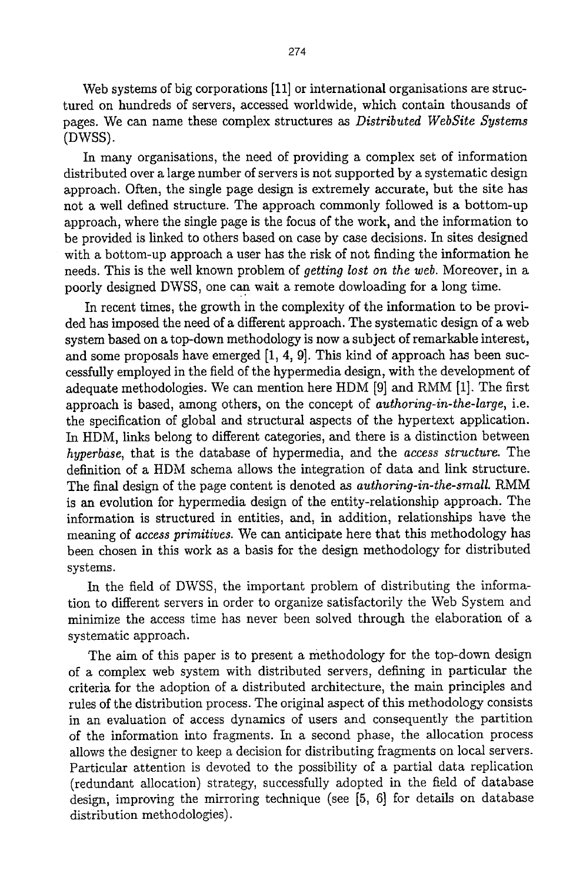Web systems of big corporations [11] or international organisations are structured on hundreds of servers, accessed worldwide, which contain thousands of pages. We can name these complex structures as *Distributed WebSite Systems* (DWSS).

In many organisations, the need of providing a complex set of information distributed over a large number of servers is not supported by a systematic design approach. Often, the single page design is extremely accurate, but the site has not a well defined structure. The approach commonly followed is a bottom-up approach, where the single page is the focus of the work, and the information to be provided is linked to others based on case by case decisions. In sites designed with a bottom-up approach a user has the risk of not finding the information he needs. This is the well known problem of *getting lost on the web*. Moreover, in a poorly designed DWSS, one can wait a remote dowloading for a long time.

In recent times, the growth in the complexity of the information to be provided has imposed the need of a different approach. The systematic design of a web system based on a top-down methodology is now a subject of remarkable interest, and some proposals have emerged [1, 4, 9]. This kind of approach has been successfully employed in the field of the hypermedia design, with the development of adequate methodologies. We can mention here HDM [9] and RMM [1]. The first approach is based, among others, on the concept of *authoring-in-the-large*, i.e. the specification of global and structural aspects of the hypertext application. In HDM, links belong to different categories, and there is a distinction between *hyperbase*, that is the database of hypermedia, and the *access structure*. The definition of a HDM schema allows the integration of data and link structure. The final design of the page content is denoted as *authoring-in-the-small*. RMM is an evolution for hypermedia design of the entity-relationship approach. The information is structured in entities, and, in addition, relationships have the meaning of *access primitives*. We can anticipate here that this methodology has been chosen in this work as a basis for the design methodology for distributed systems.

In the field of DWSS, the important problem of distributing the information to different servers in order to organize satisfactorily the Web System and minimize the access time has never been solved through the elaboration of a systematic approach.

The aim of this paper is to present a methodology for the top-down design of a complex web system with distributed servers, defining in particular the criteria for the adoption of a distributed architecture, the main principles and rules of the distribution process. The original aspect of this methodology consists in an evaluation of access dynamics of users and consequently the partition of the information into fragments. In a second phase, the allocation process allows the designer to keep a decision for distributing fragments on local servers. Particular attention is devoted to the possibility of a partial data replication (redundant allocation) strategy, successfully adopted in the field of database design, improving the mirroring technique (see [5, 6] for details on database distribution methodologies).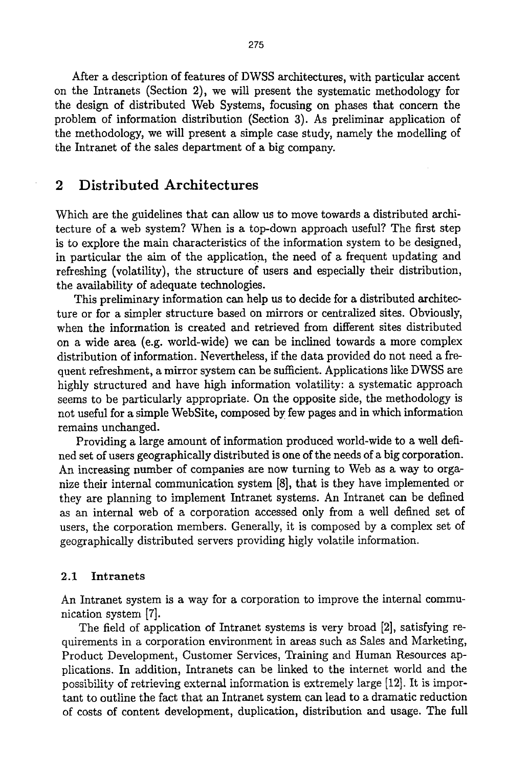After a description of features of DWSS architectures, with particular accent on the Intranets (Section 2), we will present the systematic methodology for the design of distributed Web Systems, focusing on phases that concern the problem of information distribution (Section 3). As preliminar application of the methodology, we will present a simple case study, namely the modelling of the Intranet of the sales department of a big company.

## 2 Distributed Architectures

Which are the guidelines that can allow us to move towards a distributed architecture of a web system? When is a top-down approach useful? The first step is to explore the main characteristics of the information system to be designed, in particular the aim of the application, the need of a frequent updating and refreshing (volatility), the structure of users and especially their distribution, the availability of adequate technologies.

This preliminary information can help us to decide for a distributed architecture or for a simpler structure based on mirrors or centralized sites. Obviously, when the information is created and retrieved from different sites distributed on a wide area (e.g. world-wide) we can be inclined towards a more complex distribution of information. Nevertheless, if the data provided do not need a frequent refreshment, a mirror system can be sufficient. Applications like DWSS are highly structured and have high information volatility: a systematic approach seems to be particularly appropriate. On the opposite side, the methodology is not useful for a simple WebSite, composed by few pages and in which information remains unchanged.

Providing a large amount of information produced world-wide to a well defined set of users geographically distributed is one of the needs of a big corporation. An increasing number of companies are now turning to Web as a way to organize their internal communication system [8], that is they have implemented or they are planning to implement Intranet systems. An Intranet can be defined as an internal web of a corporation accessed only from a well defined set of users, the corporation members. Generally, it is composed by a complex set of geographically distributed servers providing higly volatile information.

### 2.1 Intranets

An Intranet system is a way for a corporation to improve the internal communication system [7].

The field of application of Intranet systems is very broad [2], satisfying requirements in a corporation environment in areas such as Sales and Marketing, Product Development, Customer Services, Training and Human Resources applications. In addition, Intranets can be linked to the internet world and the possibility of retrieving external information is extremely large [12]. It is important to outline the fact that an Intranet system can lead to a dramatic reduction of costs of content development, duplication, distribution and usage. The full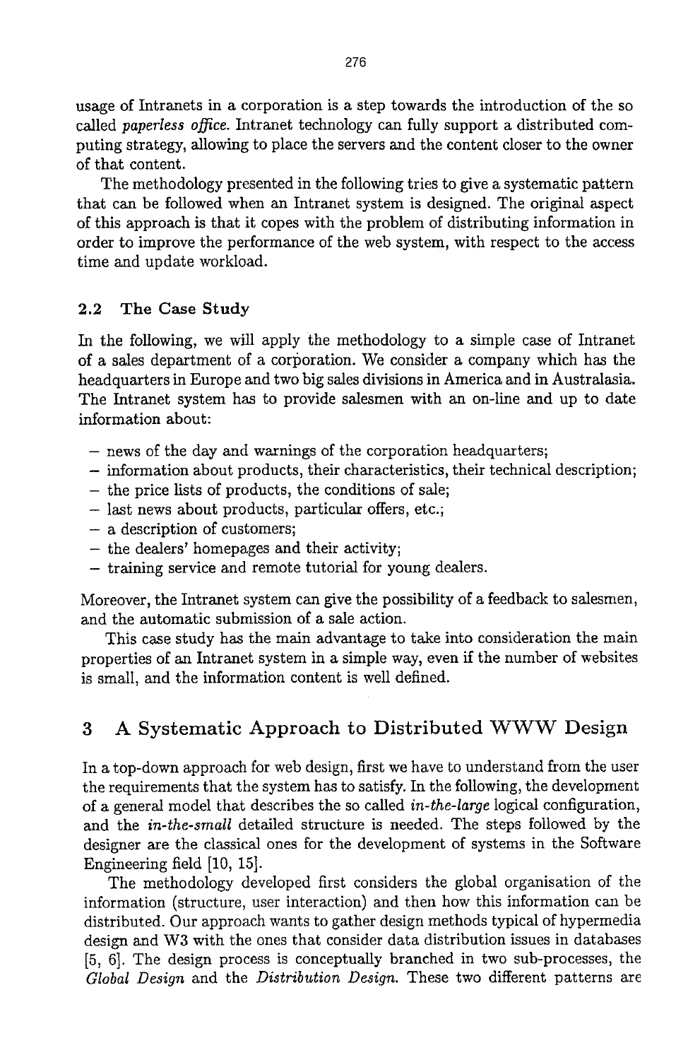usage of Intranets in a corporation is a step towards the introduction of the so called *paperless office*. Intranet technology can fully support a distributed computing strategy, allowing to place the servers and the content closer to the owner of that content.

The methodology presented in the following tries to give a systematic pattern that can be followed when an Intranet system is designed. The original aspect of this approach is that it copes with the problem of distributing information in order to improve the performance of the web system, with respect to the access time and update workload.

### 2.2 The Case Study

In the following, we will apply the methodology to a simple case of Intranet of a sales department of a corporation. We consider a company which has the headquarters in Europe and two big sales divisions in America and in Australasia. The Intranet system has to provide salesmen with an on-line and up to date information about:

- news of the day and warnings of the corporation headquarters;
- information about products, their characteristics, their technical description;
- the price lists of products, the conditions of sale;
- last news about products, particular offers, etc.;
- a description of customers;
- the dealers' homepages and their activity;
- training service and remote tutorial for young dealers.

Moreover, the Intranet system can give the possibility of a feedback to salesmen, and the automatic submission of a sale action.

This case study has the main advantage to take into consideration the main properties of an Intranet system in a simple way, even if the number of websites is small, and the information content is well defined.

## 3 A Systematic Approach to Distributed WWW Design

In a top-down approach for web design, first we have to understand from the user the requirements that the system has to satisfy. In the following, the development of a general model that describes the so called *in-the-large* logical configuration, and the *in-the-small* detailed structure is needed. The steps followed by the designer are the classical ones for the development of systems in the Software Engineering field [10, 15].

The methodology developed first considers the global organisation of the information (structure, user interaction) and then how this information can be distributed. Our approach wants to gather design methods typical of hypermedia design and W3 with the ones that consider data distribution issues in databases [5, 6]. The design process is conceptually branched in two sub-processes, the *Global Design* and the *Distribution Design*. These two different patterns are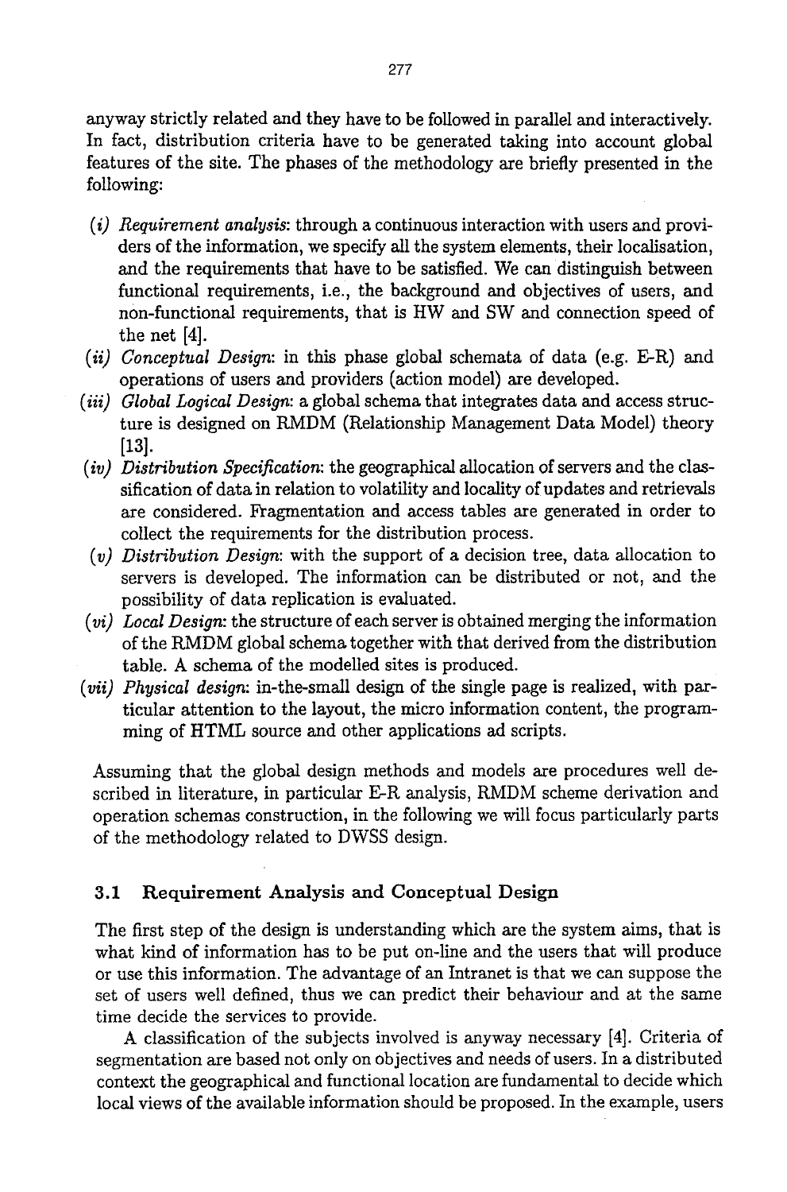anyway strictly related and they have to be followed in parallel and interactively. In fact, distribution criteria have to be generated taking into account global features of the site. The phases of the methodology are briefly presented in the following:

- *(i) Requirement analysis*: through a continuous interaction with users and providers of the information, we specify all the system elements, their localisation, and the requirements that have to be satisfied. We can distinguish between functional requirements, i.e., the background and objectives of users, and non-functional requirements, that is HW and SW and connection speed of the net [4].
- *(ii) Conceptual Design*: in this phase global schemata of data (e.g. E-R) and operations of users and providers (action model) are developed.
- *(iii) Global Logical Design*: a global schema that integrates data and access structure is designed on RMDM (Relationship Management Data Model) theory [13].
- *(iv) Distribution Specification*: the geographical allocation of servers and the classification of data in relation to volatility and locality of updates and retrievals are considered. Fragmentation and access tables are generated in order to collect the requirements for the distribution process.
- *(v) Distribution Design*: with the support of a decision tree, data allocation to servers is developed. The information can be distributed or not, and the possibility of data replication is evaluated.
- *(vi) Local Design*: the structure of each server is obtained merging the information of the RMDM global schema together with that derived from the distribution table. A schema of the modelled sites is produced.
- *(vii) Physical design*: in-the-small design of the single page is realized, with particular attention to the layout, the micro information content, the programming of HTML source and other applications ad scripts.

Assuming that the global design methods and models are procedures well described in literature, in particular E-R analysis, RMDM scheme derivation and operation schemas construction, in the following we will focus particularly parts of the methodology related to DWSS design.

### 3.1 Requirement Analysis and Conceptual Design

The first step of the design is understanding which are the system aims, that is what kind of information has to be put on-line and the users that will produce or use this information. The advantage of an Intranet is that we can suppose the set of users well defined, thus we can predict their behaviour and at the same time decide the services to provide.

A classification of the subjects involved is anyway necessary [4]. Criteria of segmentation are based not only on objectives and needs of users. In a distributed context the geographical and functional location are fundamental to decide which local views of the available information should be proposed. In the example, users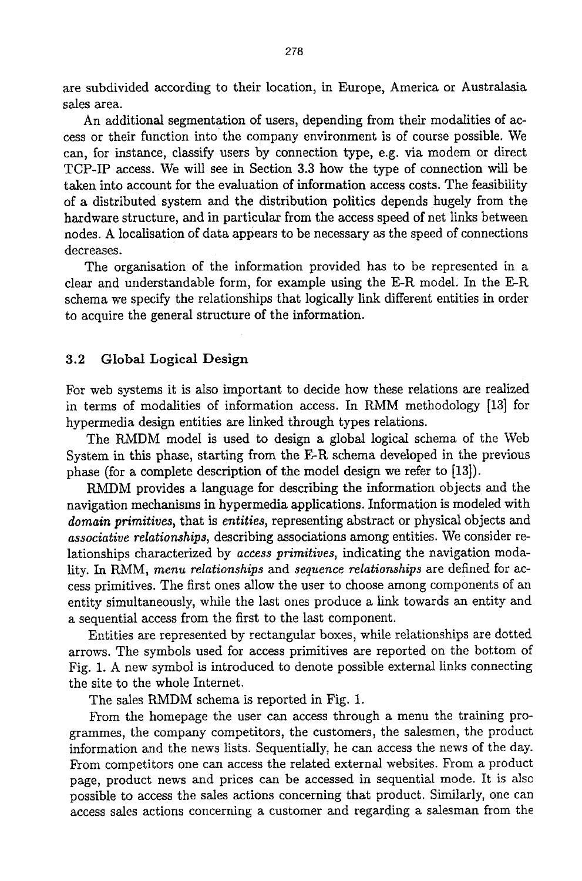are subdivided according to their location, in Europe, America or Australasia sales area.

An additional segmentation of users, depending from their modalities of access or their function into the company environment is of course possible. We can, for instance, classify users by connection type, e.g. via modem or direct TCP-IP access. We will see in Section 3.3 how the type of connection will be taken into account for the evaluation of information access costs. The feasibility of a distributed system and the distribution politics depends hugely from the hardware structure, and in particular from the access speed of net links between nodes. A localisation of data appears to be necessary as the speed of connections decreases.

The organisation of the information provided has to be represented in a clear and understandable form, for example using the E-R model. In the E-R schema we specify the relationships that logically link different entities in order to acquire the general structure of the information.

### 3.2 Global Logical Design

For web systems it is also important to decide how these relations are realized in terms of modalities of information access. In RMM methodology [13] for hypermedia design entities are linked through types relations.

The RMDM model is used to design a global logical schema of the Web System in this phase, starting from the E-R schema developed in the previous phase (for a complete description of the model design we refer to [13]).

RMDM provides a language for describing the information objects and the navigation mechanisms in hypermedia applications. Information is modeled with *domain primitives*, that is *entities*, representing abstract or physical objects and *associative relationships*, describing associations among entities. We consider relationships characterized by *access primitives*, indicating the navigation modality. In RMM, *menu relationships* and *sequence relationships* are defined for access primitives. The first ones allow the user to choose among components of an entity simultaneously, while the last ones produce a link towards an entity and a sequential access from the first to the last component.

Entities are represented by rectangular boxes, while relationships are dotted arrows. The symbols used for access primitives are reported on the bottom of Fig. 1. A new symbol is introduced to denote possible external links connecting the site to the whole Internet.

The sales RMDM schema is reported in Fig. 1.

From the homepage the user can access through a menu the training programmes, the company competitors, the customers, the salesmen, the product information and the news lists. Sequentially, he can access the news of the day. From competitors one can access the related external websites. From a product page, product news and prices can be accessed in sequential mode. It is also possible to access the sales actions concerning that product. Similarly, one can access sales actions concerning a customer and regarding a salesman from the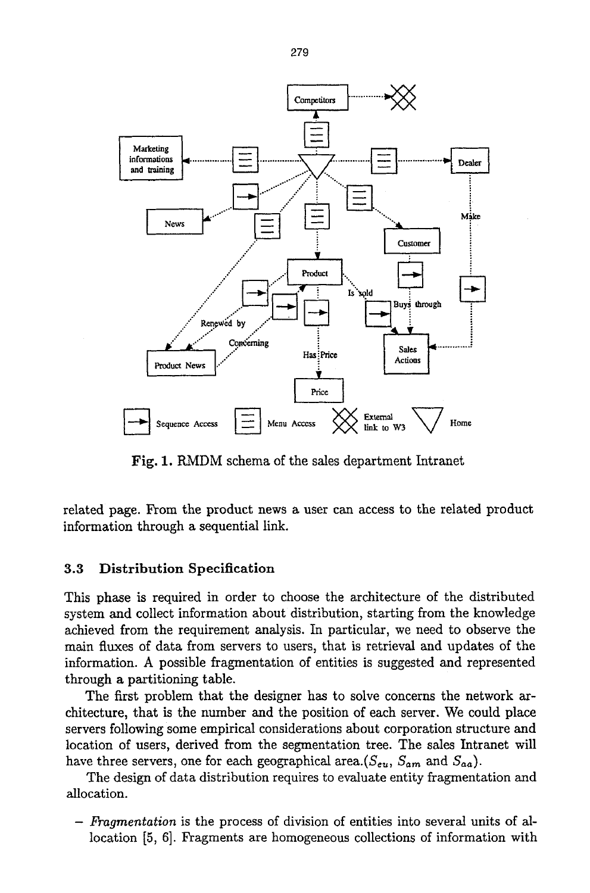Fig. 1. RMDM schema of the sales department Intranet

related page. From the product news a user can access to the related product information through a sequential link.

### 3.3 Distribution Specification

This phase is required in order to choose the architecture of the distributed system and collect information about distribution, starting from the knowledge achieved from the requirement analysis. In particular, we need to observe the main fluxes of data from servers to users, that is retrieval and updates of the information. A possible fragmentation of entities is suggested and represented through a partitioning table.

The first problem that the designer has to solve concerns the network architecture, that is the number and the position of each server. We could place servers following some empirical considerations about corporation structure and location of users, derived from the segmentation tree. The sales Intranet will have three servers, one for each geographical area.($S_{eu}$, $S_{am}$ and $S_{aa}$).

The design of data distribution requires to evaluate entity fragmentation and allocation.

- *Fragmentation* is the process of division of entities into several units of allocation [5, 6]. Fragments are homogeneous collections of information with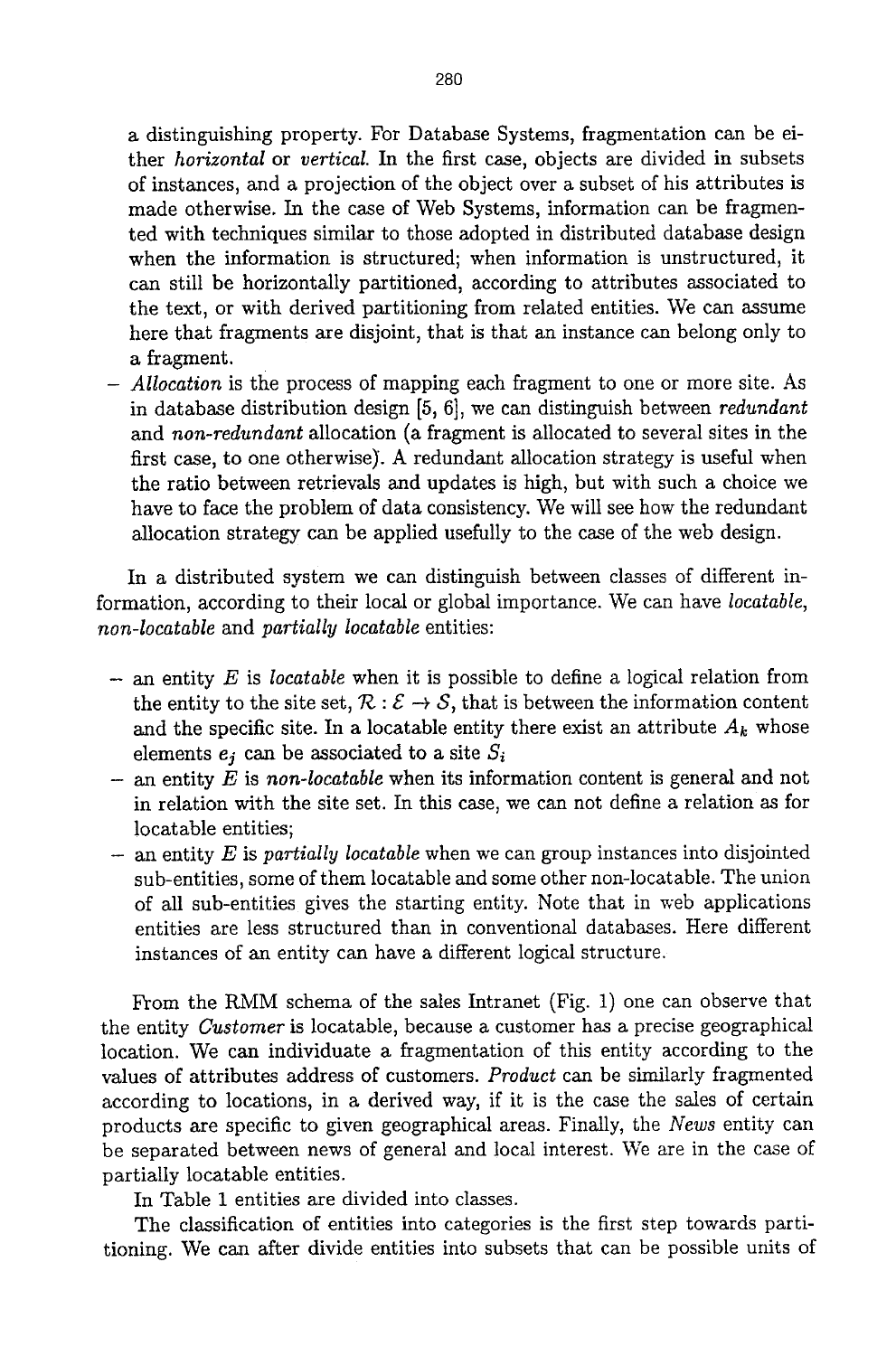a distinguishing property. For Database Systems, fragmentation can be either *horizontal* or *vertical*. In the first case, objects are divided in subsets of instances, and a projection of the object over a subset of his attributes is made otherwise. In the case of Web Systems, information can be fragmented with techniques similar to those adopted in distributed database design when the information is structured; when information is unstructured, it can still be horizontally partitioned, according to attributes associated to the text, or with derived partitioning from related entities. We can assume here that fragments are disjoint, that is that an instance can belong only to a fragment.

- *Allocation* is the process of mapping each fragment to one or more site. As in database distribution design [5, 6], we can distinguish between *redundant* and *non-redundant* allocation (a fragment is allocated to several sites in the first case, to one otherwise). A redundant allocation strategy is useful when the ratio between retrievals and updates is high, but with such a choice we have to face the problem of data consistency. We will see how the redundant allocation strategy can be applied usefully to the case of the web design.

In a distributed system we can distinguish between classes of different information, according to their local or global importance. We can have *locatable*, *non-locatable* and *partially locatable* entities:

- an entity $E$ is *locatable* when it is possible to define a logical relation from the entity to the site set, $\mathcal{R} : \mathcal{E} \to \mathcal{S}$, that is between the information content and the specific site. In a locatable entity there exist an attribute $A_k$ whose elements $e_j$ can be associated to a site $S_i$
- an entity $E$ is *non-locatable* when its information content is general and not in relation with the site set. In this case, we can not define a relation as for locatable entities;
- an entity $E$ is *partially locatable* when we can group instances into disjointed sub-entities, some of them locatable and some other non-locatable. The union of all sub-entities gives the starting entity. Note that in web applications entities are less structured than in conventional databases. Here different instances of an entity can have a different logical structure.

From the RMM schema of the sales Intranet (Fig. 1) one can observe that the entity *Customer* is locatable, because a customer has a precise geographical location. We can individuate a fragmentation of this entity according to the values of attributes address of customers. *Product* can be similarly fragmented according to locations, in a derived way, if it is the case the sales of certain products are specific to given geographical areas. Finally, the *News* entity can be separated between news of general and local interest. We are in the case of partially locatable entities.

In Table 1 entities are divided into classes.

The classification of entities into categories is the first step towards partitioning. We can after divide entities into subsets that can be possible units of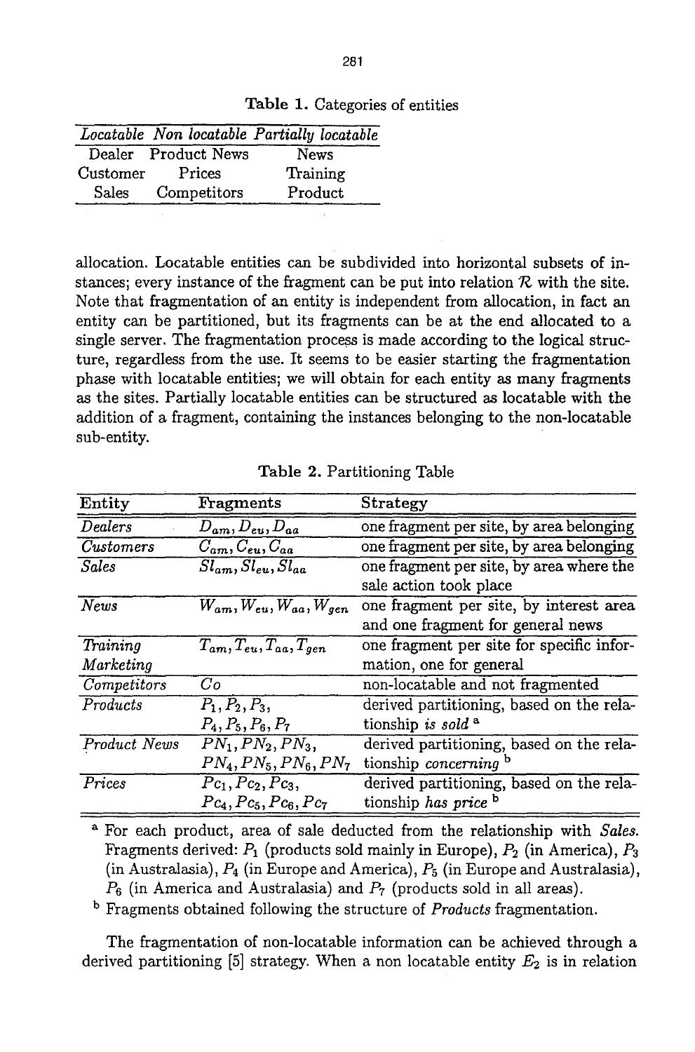Table 1. Categories of entities

| *Locatable* | *Non locatable* | *Partially locatable* |
|---|---|---|
| Dealer | Product News | News |
| Customer | Prices | Training |
| Sales | Competitors | Product |

allocation. Locatable entities can be subdivided into horizontal subsets of instances; every instance of the fragment can be put into relation $\mathcal{R}$ with the site. Note that fragmentation of an entity is independent from allocation, in fact an entity can be partitioned, but its fragments can be at the end allocated to a single server. The fragmentation process is made according to the logical structure, regardless from the use. It seems to be easier starting the fragmentation phase with locatable entities; we will obtain for each entity as many fragments as the sites. Partially locatable entities can be structured as locatable with the addition of a fragment, containing the instances belonging to the non-locatable sub-entity.

Table 2. Partitioning Table

| Entity | Fragments | Strategy |
|---|---|---|
| *Dealers* | $D_{am}, D_{eu}, D_{aa}$ | one fragment per site, by area belonging |
| *Customers* | $C_{am}, C_{eu}, C_{aa}$ | one fragment per site, by area belonging |
| *Sales* | $Sl_{am}, Sl_{eu}, Sl_{aa}$ | one fragment per site, by area where the sale action took place |
| *News* | $W_{am}, W_{eu}, W_{aa}, W_{gen}$ | one fragment per site, by interest area and one fragment for general news |
| *Training Marketing* | $T_{am}, T_{eu}, T_{aa}, T_{gen}$ | one fragment per site for specific information, one for general |
| *Competitors* | $Co$ | non-locatable and not fragmented |
| *Products* | $P_1, P_2, P_3, P_4, P_5, P_6, P_7$ | derived partitioning, based on the relationship *is sold* [a] |
| *Product News* | $PN_1, PN_2, PN_3, PN_4, PN_5, PN_6, PN_7$ | derived partitioning, based on the relationship *concerning* [b] |
| *Prices* | $Pc_1, Pc_2, Pc_3, Pc_4, Pc_5, Pc_6, Pc_7$ | derived partitioning, based on the relationship *has price* [b] |

[a] For each product, area of sale deducted from the relationship with *Sales*. Fragments derived: $P_1$ (products sold mainly in Europe), $P_2$ (in America), $P_3$ (in Australasia), $P_4$ (in Europe and America), $P_5$ (in Europe and Australasia), $P_6$ (in America and Australasia) and $P_7$ (products sold in all areas).

[b] Fragments obtained following the structure of *Products* fragmentation.

The fragmentation of non-locatable information can be achieved through a derived partitioning [5] strategy. When a non locatable entity $E_2$ is in relation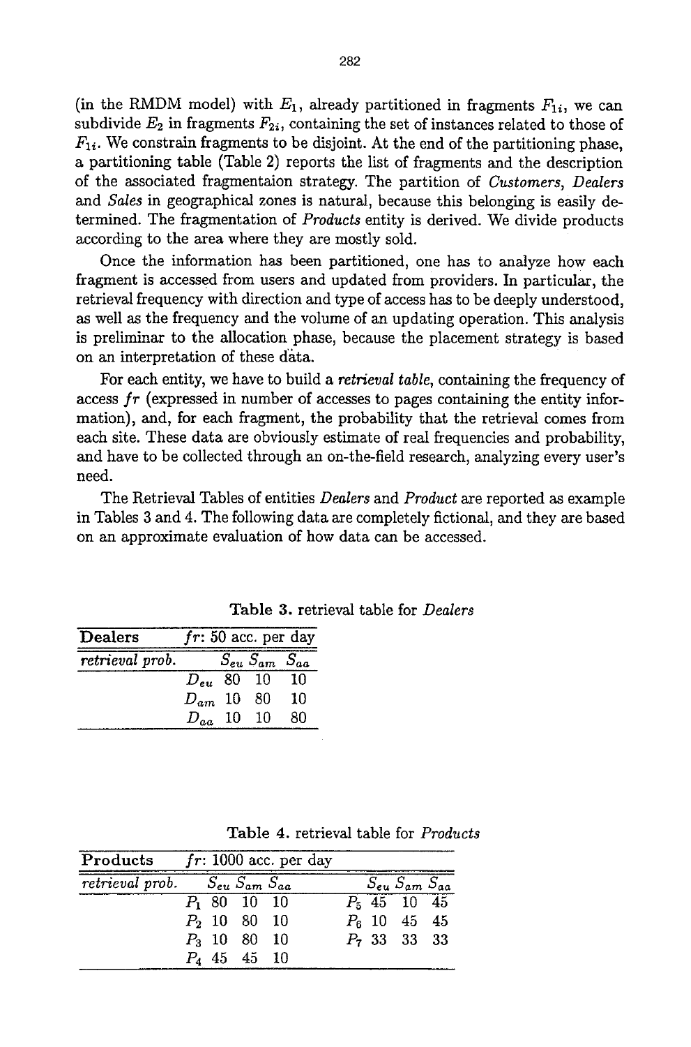(in the RMDM model) with $E_1$, already partitioned in fragments $F_{1i}$, we can subdivide $E_2$ in fragments $F_{2i}$, containing the set of instances related to those of $F_{1i}$. We constrain fragments to be disjoint. At the end of the partitioning phase, a partitioning table (Table 2) reports the list of fragments and the description of the associated fragmentaion strategy. The partition of *Customers*, *Dealers* and *Sales* in geographical zones is natural, because this belonging is easily determined. The fragmentation of *Products* entity is derived. We divide products according to the area where they are mostly sold.

Once the information has been partitioned, one has to analyze how each fragment is accessed from users and updated from providers. In particular, the retrieval frequency with direction and type of access has to be deeply understood, as well as the frequency and the volume of an updating operation. This analysis is preliminar to the allocation phase, because the placement strategy is based on an interpretation of these data.

For each entity, we have to build a *retrieval table*, containing the frequency of access $fr$ (expressed in number of accesses to pages containing the entity information), and, for each fragment, the probability that the retrieval comes from each site. These data are obviously estimate of real frequencies and probability, and have to be collected through an on-the-field research, analyzing every user's need.

The Retrieval Tables of entities *Dealers* and *Product* are reported as example in Tables 3 and 4. The following data are completely fictional, and they are based on an approximate evaluation of how data can be accessed.

**Table 3.** retrieval table for *Dealers*

| **Dealers** | $fr$: 50 acc. per day | | | |
|---|---|---|---|---|
| *retrieval prob.* | | $S_{eu}$ | $S_{am}$ | $S_{aa}$ |
| | $D_{eu}$ | 80 | 10 | 10 |
| | $D_{am}$ | 10 | 80 | 10 |
| | $D_{aa}$ | 10 | 10 | 80 |

**Table 4.** retrieval table for *Products*

| **Products** | $fr$: 1000 acc. per day | | | | | | | |
|---|---|---|---|---|---|---|---|---|
| *retrieval prob.* | | $S_{eu}$ | $S_{am}$ | $S_{aa}$ | | $S_{eu}$ | $S_{am}$ | $S_{aa}$ |
| | $P_1$ | 80 | 10 | 10 | $P_5$ | 45 | 10 | 45 |
| | $P_2$ | 10 | 80 | 10 | $P_6$ | 10 | 45 | 45 |
| | $P_3$ | 10 | 80 | 10 | $P_7$ | 33 | 33 | 33 |
| | $P_4$ | 45 | 45 | 10 | | | | |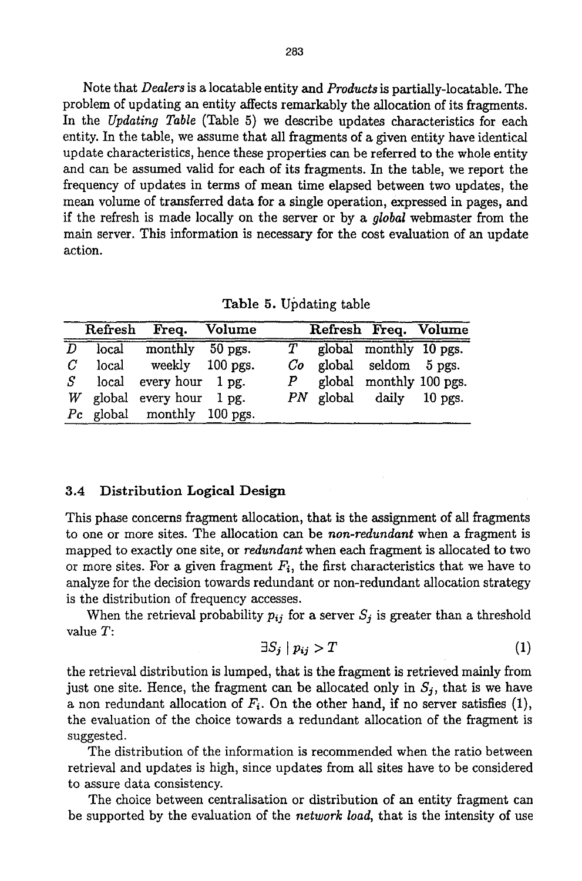Note that *Dealers* is a locatable entity and *Products* is partially-locatable. The problem of updating an entity affects remarkably the allocation of its fragments. In the *Updating Table* (Table 5) we describe updates characteristics for each entity. In the table, we assume that all fragments of a given entity have identical update characteristics, hence these properties can be referred to the whole entity and can be assumed valid for each of its fragments. In the table, we report the frequency of updates in terms of mean time elapsed between two updates, the mean volume of transferred data for a single operation, expressed in pages, and if the refresh is made locally on the server or by a *global* webmaster from the main server. This information is necessary for the cost evaluation of an update action.

Table 5. Updating table

| | Refresh | Freq. | Volume | | Refresh | Freq. | Volume |
|---|---|---|---|---|---|---|---|
| *D* | local | monthly | 50 pgs. | *T* | global | monthly | 10 pgs. |
| *C* | local | weekly | 100 pgs. | *Co* | global | seldom | 5 pgs. |
| *S* | local | every hour | 1 pg. | *P* | global | monthly | 100 pgs. |
| *W* | global | every hour | 1 pg. | *PN* | global | daily | 10 pgs. |
| *Pc* | global | monthly | 100 pgs. | | | | |

### 3.4 Distribution Logical Design

This phase concerns fragment allocation, that is the assignment of all fragments to one or more sites. The allocation can be ***non-redundant*** when a fragment is mapped to exactly one site, or ***redundant*** when each fragment is allocated to two or more sites. For a given fragment $F_i$, the first characteristics that we have to analyze for the decision towards redundant or non-redundant allocation strategy is the distribution of frequency accesses.

When the retrieval probability $p_{ij}$ for a server $S_j$ is greater than a threshold value $T$:

$$\exists S_j \mid p_{ij} > T \tag{1}$$

the retrieval distribution is lumped, that is the fragment is retrieved mainly from just one site. Hence, the fragment can be allocated only in $S_j$, that is we have a non redundant allocation of $F_i$. On the other hand, if no server satisfies (1), the evaluation of the choice towards a redundant allocation of the fragment is suggested.

The distribution of the information is recommended when the ratio between retrieval and updates is high, since updates from all sites have to be considered to assure data consistency.

The choice between centralisation or distribution of an entity fragment can be supported by the evaluation of the ***network load***, that is the intensity of use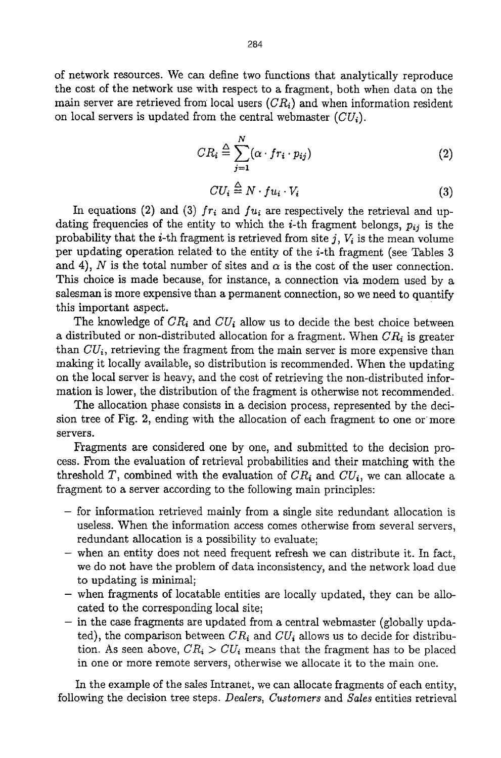of network resources. We can define two functions that analytically reproduce the cost of the network use with respect to a fragment, both when data on the main server are retrieved from local users ($CR_i$) and when information resident on local servers is updated from the central webmaster ($CU_i$).

$$CR_i \triangleq \sum_{j=1}^{N} (\alpha \cdot fr_i \cdot p_{ij}) \tag{2}$$

$$CU_i \triangleq N \cdot fu_i \cdot V_i \tag{3}$$

In equations (2) and (3) $fr_i$ and $fu_i$ are respectively the retrieval and updating frequencies of the entity to which the $i$-th fragment belongs, $p_{ij}$ is the probability that the $i$-th fragment is retrieved from site $j$, $V_i$ is the mean volume per updating operation related to the entity of the $i$-th fragment (see Tables 3 and 4), $N$ is the total number of sites and $\alpha$ is the cost of the user connection. This choice is made because, for instance, a connection via modem used by a salesman is more expensive than a permanent connection, so we need to quantify this important aspect.

The knowledge of $CR_i$ and $CU_i$ allow us to decide the best choice between a distributed or non-distributed allocation for a fragment. When $CR_i$ is greater than $CU_i$, retrieving the fragment from the main server is more expensive than making it locally available, so distribution is recommended. When the updating on the local server is heavy, and the cost of retrieving the non-distributed information is lower, the distribution of the fragment is otherwise not recommended.

The allocation phase consists in a decision process, represented by the decision tree of Fig. 2, ending with the allocation of each fragment to one or more servers.

Fragments are considered one by one, and submitted to the decision process. From the evaluation of retrieval probabilities and their matching with the threshold $T$, combined with the evaluation of $CR_i$ and $CU_i$, we can allocate a fragment to a server according to the following main principles:

- for information retrieved mainly from a single site redundant allocation is useless. When the information access comes otherwise from several servers, redundant allocation is a possibility to evaluate;
- when an entity does not need frequent refresh we can distribute it. In fact, we do not have the problem of data inconsistency, and the network load due to updating is minimal;
- when fragments of locatable entities are locally updated, they can be allocated to the corresponding local site;
- in the case fragments are updated from a central webmaster (globally updated), the comparison between $CR_i$ and $CU_i$ allows us to decide for distribution. As seen above, $CR_i > CU_i$ means that the fragment has to be placed in one or more remote servers, otherwise we allocate it to the main one.

In the example of the sales Intranet, we can allocate fragments of each entity, following the decision tree steps. *Dealers*, *Customers* and *Sales* entities retrieval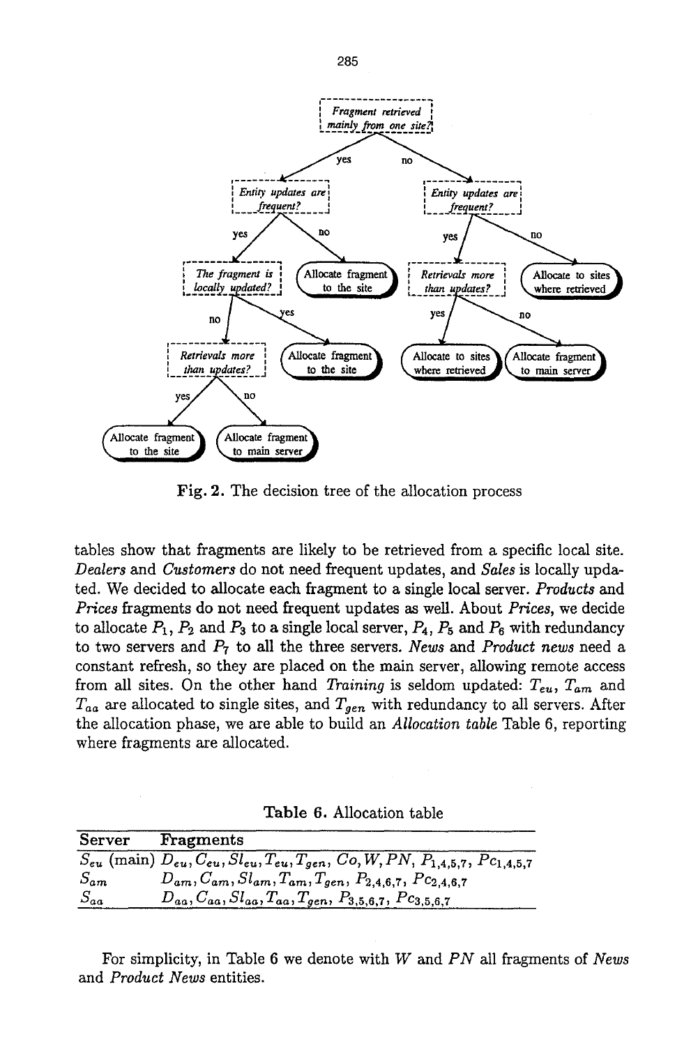Fig. 2. The decision tree of the allocation process

tables show that fragments are likely to be retrieved from a specific local site. *Dealers* and *Customers* do not need frequent updates, and *Sales* is locally updated. We decided to allocate each fragment to a single local server. *Products* and *Prices* fragments do not need frequent updates as well. About *Prices*, we decide to allocate $P_1$, $P_2$ and $P_3$ to a single local server, $P_4$, $P_5$ and $P_6$ with redundancy to two servers and $P_7$ to all the three servers. *News* and *Product news* need a constant refresh, so they are placed on the main server, allowing remote access from all sites. On the other hand *Training* is seldom updated: $T_{eu}$, $T_{am}$ and $T_{aa}$ are allocated to single sites, and $T_{gen}$ with redundancy to all servers. After the allocation phase, we are able to build an *Allocation table* Table 6, reporting where fragments are allocated.

**Table 6.** Allocation table

| Server | Fragments |
|---|---|
| $S_{eu}$ (main) | $D_{eu}, C_{eu}, Sl_{eu}, T_{eu}, T_{gen}, Co, W, PN, P_{1,4,5,7}, Pc_{1,4,5,7}$ |
| $S_{am}$ | $D_{am}, C_{am}, Sl_{am}, T_{am}, T_{gen}, P_{2,4,6,7}, Pc_{2,4,6,7}$ |
| $S_{aa}$ | $D_{aa}, C_{aa}, Sl_{aa}, T_{aa}, T_{gen}, P_{3,5,6,7}, Pc_{3,5,6,7}$ |

For simplicity, in Table 6 we denote with $W$ and $PN$ all fragments of *News* and *Product News* entities.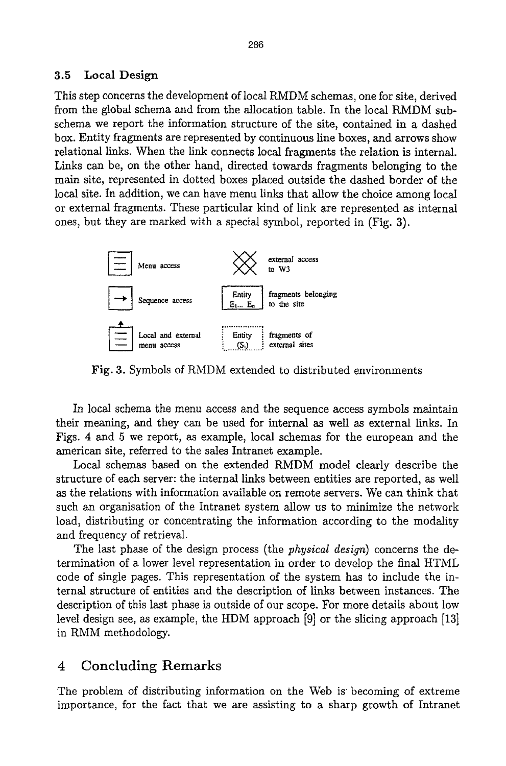### 3.5 Local Design

This step concerns the development of local RMDM schemas, one for site, derived from the global schema and from the allocation table. In the local RMDM subschema we report the information structure of the site, contained in a dashed box. Entity fragments are represented by continuous line boxes, and arrows show relational links. When the link connects local fragments the relation is internal. Links can be, on the other hand, directed towards fragments belonging to the main site, represented in dotted boxes placed outside the dashed border of the local site. In addition, we can have menu links that allow the choice among local or external fragments. These particular kind of link are represented as internal ones, but they are marked with a special symbol, reported in (Fig. 3).

| Symbol | Meaning | Symbol | Meaning |
|---|---|---|---|
| (menu symbol) | Menu access | (crossed symbol) | external access to W3 |
| → | Sequence access | Entity $E_1 \ldots E_n$ | fragments belonging to the site |
| (menu symbol with arrow) | Local and external menu access | Entity $(S_i)$ (dotted box) | fragments of external sites |

**Fig. 3.** Symbols of RMDM extended to distributed environments

In local schema the menu access and the sequence access symbols maintain their meaning, and they can be used for internal as well as external links. In Figs. 4 and 5 we report, as example, local schemas for the european and the american site, referred to the sales Intranet example.

Local schemas based on the extended RMDM model clearly describe the structure of each server: the internal links between entities are reported, as well as the relations with information available on remote servers. We can think that such an organisation of the Intranet system allow us to minimize the network load, distributing or concentrating the information according to the modality and frequency of retrieval.

The last phase of the design process (the *physical design*) concerns the determination of a lower level representation in order to develop the final HTML code of single pages. This representation of the system has to include the internal structure of entities and the description of links between instances. The description of this last phase is outside of our scope. For more details about low level design see, as example, the HDM approach [9] or the slicing approach [13] in RMM methodology.

## 4 Concluding Remarks

The problem of distributing information on the Web is becoming of extreme importance, for the fact that we are assisting to a sharp growth of Intranet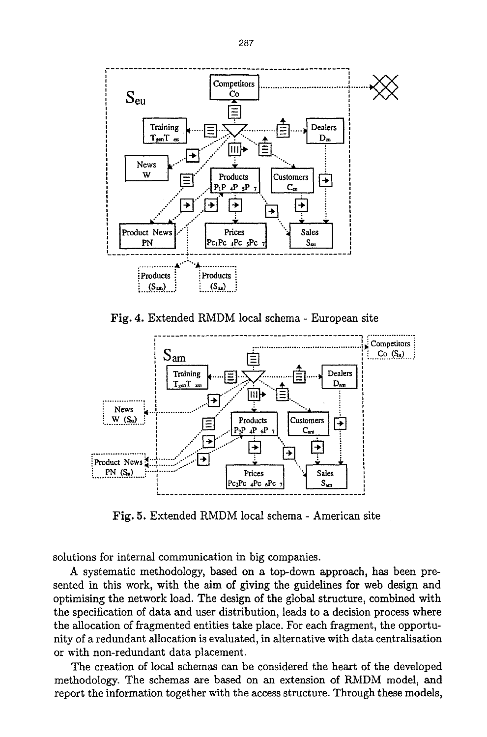Fig. 4. Extended RMDM local schema - European site

Fig. 5. Extended RMDM local schema - American site

solutions for internal communication in big companies.

A systematic methodology, based on a top-down approach, has been presented in this work, with the aim of giving the guidelines for web design and optimising the network load. The design of the global structure, combined with the specification of data and user distribution, leads to a decision process where the allocation of fragmented entities take place. For each fragment, the opportunity of a redundant allocation is evaluated, in alternative with data centralisation or with non-redundant data placement.

The creation of local schemas can be considered the heart of the developed methodology. The schemas are based on an extension of RMDM model, and report the information together with the access structure. Through these models,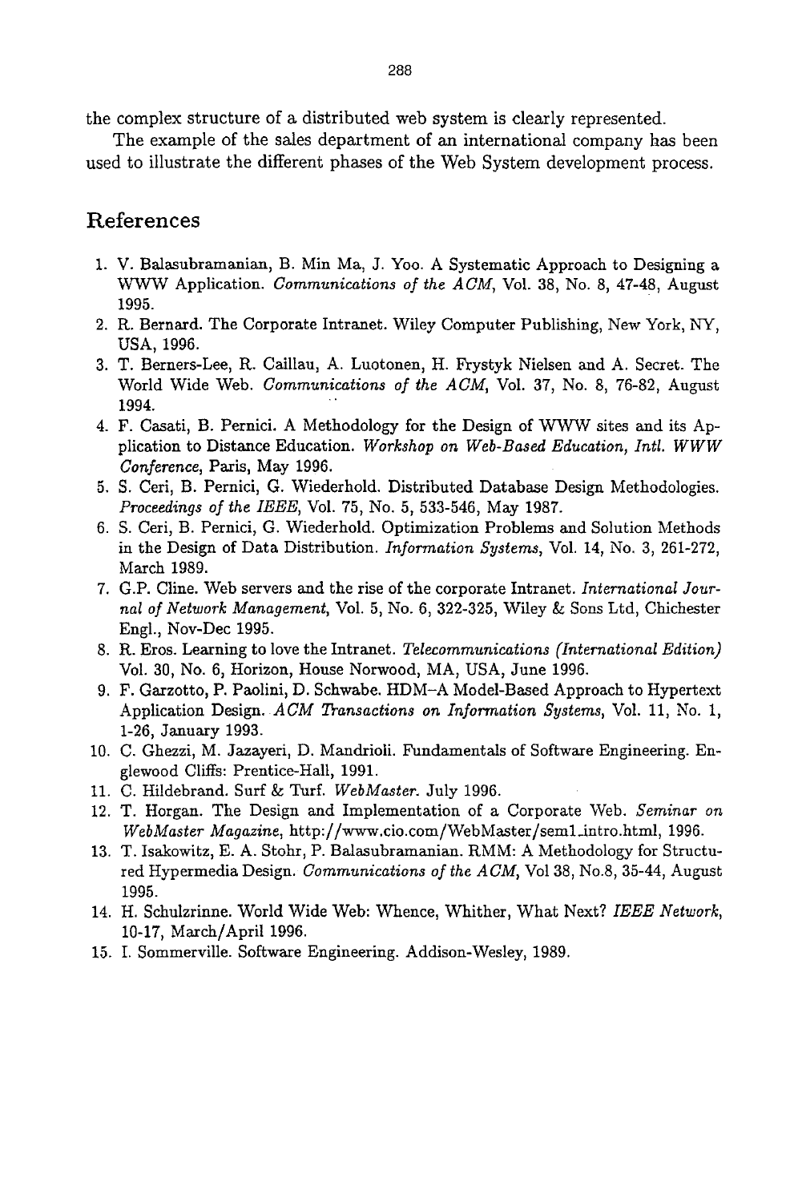the complex structure of a distributed web system is clearly represented.

The example of the sales department of an international company has been used to illustrate the different phases of the Web System development process.

## References

1. V. Balasubramanian, B. Min Ma, J. Yoo. A Systematic Approach to Designing a WWW Application. *Communications of the ACM*, Vol. 38, No. 8, 47-48, August 1995.
2. R. Bernard. The Corporate Intranet. Wiley Computer Publishing, New York, NY, USA, 1996.
3. T. Berners-Lee, R. Caillau, A. Luotonen, H. Frystyk Nielsen and A. Secret. The World Wide Web. *Communications of the ACM*, Vol. 37, No. 8, 76-82, August 1994.
4. F. Casati, B. Pernici. A Methodology for the Design of WWW sites and its Application to Distance Education. *Workshop on Web-Based Education, Intl. WWW Conference*, Paris, May 1996.
5. S. Ceri, B. Pernici, G. Wiederhold. Distributed Database Design Methodologies. *Proceedings of the IEEE*, Vol. 75, No. 5, 533-546, May 1987.
6. S. Ceri, B. Pernici, G. Wiederhold. Optimization Problems and Solution Methods in the Design of Data Distribution. *Information Systems*, Vol. 14, No. 3, 261-272, March 1989.
7. G.P. Cline. Web servers and the rise of the corporate Intranet. *International Journal of Network Management*, Vol. 5, No. 6, 322-325, Wiley & Sons Ltd, Chichester Engl., Nov-Dec 1995.
8. R. Eros. Learning to love the Intranet. *Telecommunications (International Edition)* Vol. 30, No. 6, Horizon, House Norwood, MA, USA, June 1996.
9. F. Garzotto, P. Paolini, D. Schwabe. HDM–A Model-Based Approach to Hypertext Application Design. *ACM Transactions on Information Systems*, Vol. 11, No. 1, 1-26, January 1993.
10. C. Ghezzi, M. Jazayeri, D. Mandrioli. Fundamentals of Software Engineering. Englewood Cliffs: Prentice-Hall, 1991.
11. C. Hildebrand. Surf & Turf. *WebMaster*. July 1996.
12. T. Horgan. The Design and Implementation of a Corporate Web. *Seminar on WebMaster Magazine*, http://www.cio.com/WebMaster/sem1_intro.html, 1996.
13. T. Isakowitz, E. A. Stohr, P. Balasubramanian. RMM: A Methodology for Structured Hypermedia Design. *Communications of the ACM*, Vol 38, No.8, 35-44, August 1995.
14. H. Schulzrinne. World Wide Web: Whence, Whither, What Next? *IEEE Network*, 10-17, March/April 1996.
15. I. Sommerville. Software Engineering. Addison-Wesley, 1989.